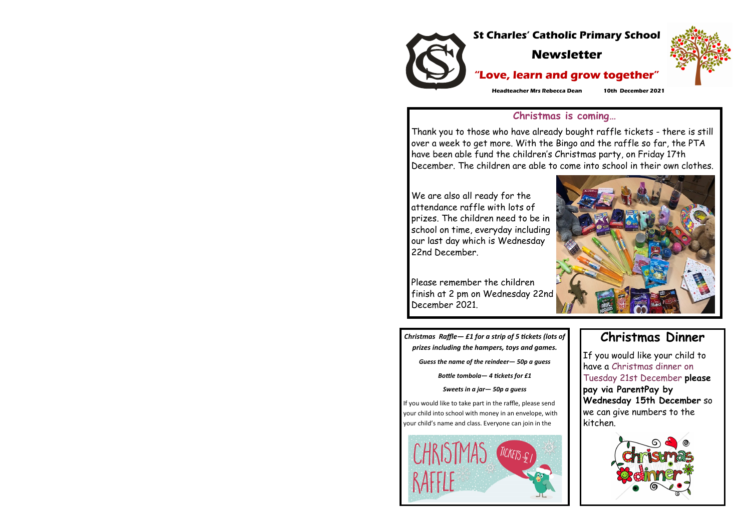# St Charles' Catholic Primary School

## Newsletter

### "Love, learn and grow together"

**Headteacher Mrs Rebecca Dean** **10th December 2021**

## Christmas is coming…

Thank you to those who have already bought raffle tickets - there is still over a week to get more. With the Bingo and the raffle so far, the PTA have been able fund the children's Christmas party, on Friday 17th December. The children are able to come into school in their own clothes.

We are also all ready for the attendance raffle with lots of prizes. The children need to be in school on time, everyday including our last day which is Wednesday 22nd December.

Please remember the children finish at 2 pm on Wednesday 22nd December 2021.

***Christmas Raffle— £1 for a strip of 5 tickets (lots of prizes including the hampers, toys and games.***

***Guess the name of the reindeer— 50p a guess***

***Bottle tombola— 4 tickets for £1***

***Sweets in a jar— 50p a guess***

If you would like to take part in the raffle, please send your child into school with money in an envelope, with your child's name and class. Everyone can join in the

## Christmas Dinner

If you would like your child to have a Christmas dinner on Tuesday 21st December **please pay via ParentPay by Wednesday 15th December** so we can give numbers to the kitchen.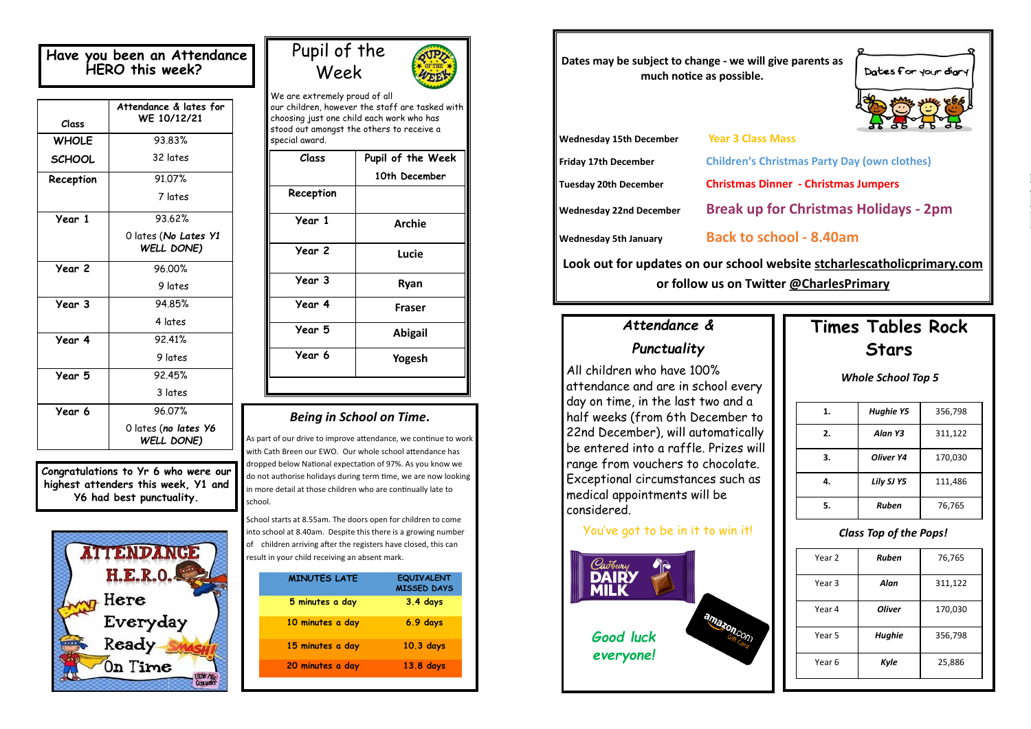## Have you been an Attendance HERO this week?

| Class | Attendance & lates for WE 10/12/21 |
|---|---|
| WHOLE SCHOOL | 93.83% 32 lates |
| Reception | 91.07% 7 lates |
| Year 1 | 93.62% 0 lates (**No Lates Y1 WELL DONE**) |
| Year 2 | 96.00% 9 lates |
| Year 3 | 94.85% 4 lates |
| Year 4 | 92.41% 9 lates |
| Year 5 | 92.45% 3 lates |
| Year 6 | 96.07% 0 lates (**no lates Y6 WELL DONE**) |

**Congratulations to Yr 6 who were our highest attenders this week, Y1 and Y6 had best punctuality.**

ATTENDANCE H.E.R.O.
Here
Everyday
Ready
On Time

## Pupil of the Week

We are extremely proud of all our children, however the staff are tasked with choosing just one child each work who has stood out amongst the others to receive a special award.

| Class | Pupil of the Week 10th December |
|---|---|
| Reception | |
| Year 1 | Archie |
| Year 2 | Lucie |
| Year 3 | Ryan |
| Year 4 | Fraser |
| Year 5 | Abigail |
| Year 6 | Yogesh |

## *Being in School on Time.*

As part of our drive to improve attendance, we continue to work with Cath Breen our EWO. Our whole school attendance has dropped below National expectation of 97%. As you know we do not authorise holidays during term time, we are now looking in more detail at those children who are continually late to school.

School starts at 8.55am. The doors open for children to come into school at 8.40am. Despite this there is a growing number of children arriving after the registers have closed, this can result in your child receiving an absent mark.

| MINUTES LATE | EQUIVALENT MISSED DAYS |
|---|---|
| 5 minutes a day | 3.4 days |
| 10 minutes a day | 6.9 days |
| 15 minutes a day | 10.3 days |
| 20 minutes a day | 13.8 days |

**Dates may be subject to change - we will give parents as much notice as possible.**

Dates for your diary

| | |
|---|---|
| **Wednesday 15th December** | Year 3 Class Mass |
| **Friday 17th December** | Children's Christmas Party Day (own clothes) |
| **Tuesday 20th December** | Christmas Dinner - Christmas Jumpers |
| **Wednesday 22nd December** | Break up for Christmas Holidays - 2pm |
| **Wednesday 5th January** | Back to school - 8.40am |

**Look out for updates on our school website stcharlescatholicprimary.com or follow us on Twitter @CharlesPrimary**

## *Attendance & Punctuality*

All children who have 100% attendance and are in school every day on time, in the last two and a half weeks (from 6th December to 22nd December), will automatically be entered into a raffle. Prizes will range from vouchers to chocolate. Exceptional circumstances such as medical appointments will be considered.

You've got to be in it to win it!

*Good luck everyone!*

## Times Tables Rock Stars

*Whole School Top 5*

| | | |
|---|---|---|
| 1. | *Hughie Y5* | 356,798 |
| 2. | *Alan Y3* | 311,122 |
| 3. | *Oliver Y4* | 170,030 |
| 4. | *Lily SJ Y5* | 111,486 |
| 5. | *Ruben* | 76,765 |

*Class Top of the Pops!*

| | | |
|---|---|---|
| Year 2 | *Ruben* | 76,765 |
| Year 3 | *Alan* | 311,122 |
| Year 4 | *Oliver* | 170,030 |
| Year 5 | *Hughie* | 356,798 |
| Year 6 | *Kyle* | 25,886 |